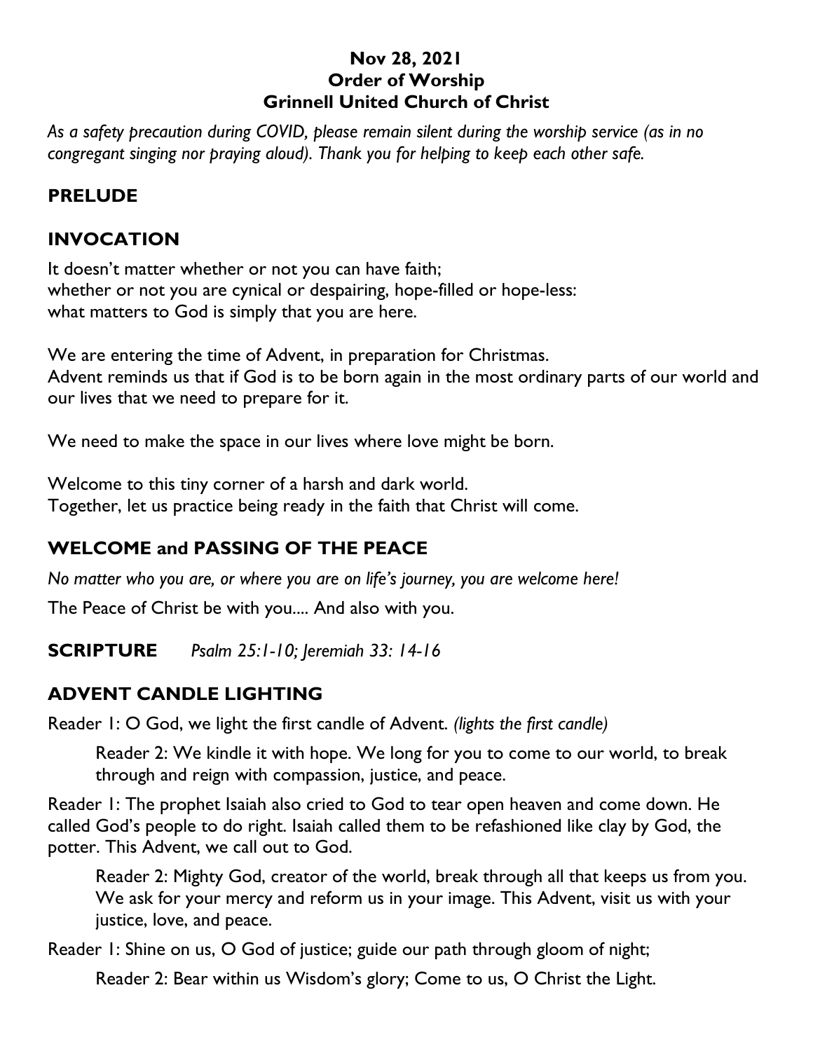**Nov 28, 2021**
**Order of Worship**
**Grinnell United Church of Christ**

*As a safety precaution during COVID, please remain silent during the worship service (as in no congregant singing nor praying aloud). Thank you for helping to keep each other safe.*

## PRELUDE

## INVOCATION

It doesn't matter whether or not you can have faith;
whether or not you are cynical or despairing, hope-filled or hope-less:
what matters to God is simply that you are here.

We are entering the time of Advent, in preparation for Christmas.
Advent reminds us that if God is to be born again in the most ordinary parts of our world and our lives that we need to prepare for it.

We need to make the space in our lives where love might be born.

Welcome to this tiny corner of a harsh and dark world.
Together, let us practice being ready in the faith that Christ will come.

## WELCOME and PASSING OF THE PEACE

*No matter who you are, or where you are on life's journey, you are welcome here!*

The Peace of Christ be with you.... And also with you.

**SCRIPTURE** *Psalm 25:1-10; Jeremiah 33: 14-16*

## ADVENT CANDLE LIGHTING

Reader 1: O God, we light the first candle of Advent. *(lights the first candle)*

Reader 2: We kindle it with hope. We long for you to come to our world, to break through and reign with compassion, justice, and peace.

Reader 1: The prophet Isaiah also cried to God to tear open heaven and come down. He called God's people to do right. Isaiah called them to be refashioned like clay by God, the potter. This Advent, we call out to God.

Reader 2: Mighty God, creator of the world, break through all that keeps us from you. We ask for your mercy and reform us in your image. This Advent, visit us with your justice, love, and peace.

Reader 1: Shine on us, O God of justice; guide our path through gloom of night;

Reader 2: Bear within us Wisdom's glory; Come to us, O Christ the Light.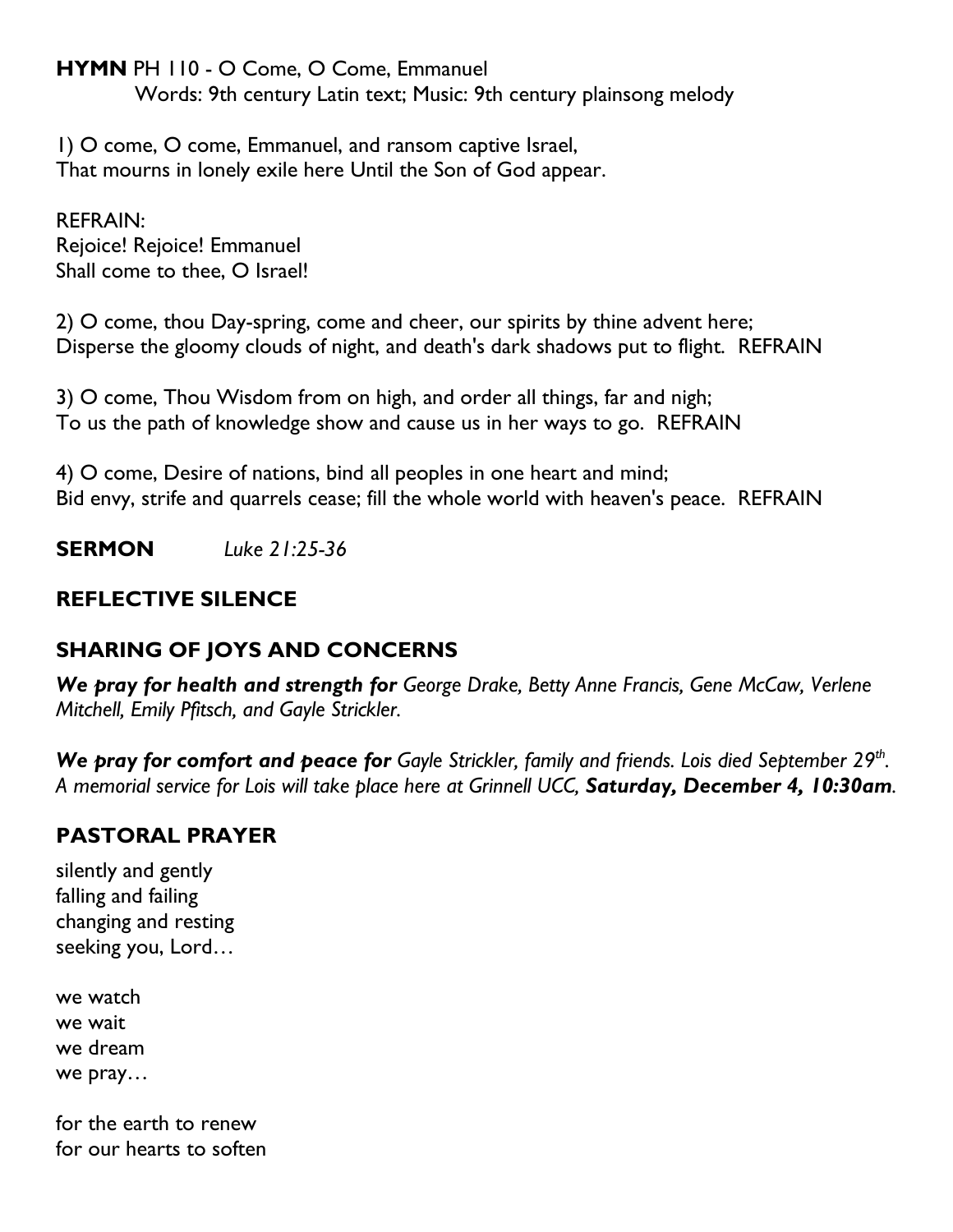**HYMN** PH 110 - O Come, O Come, Emmanuel
Words: 9th century Latin text; Music: 9th century plainsong melody

1) O come, O come, Emmanuel, and ransom captive Israel,
That mourns in lonely exile here Until the Son of God appear.

REFRAIN:
Rejoice! Rejoice! Emmanuel
Shall come to thee, O Israel!

2) O come, thou Day-spring, come and cheer, our spirits by thine advent here;
Disperse the gloomy clouds of night, and death's dark shadows put to flight. REFRAIN

3) O come, Thou Wisdom from on high, and order all things, far and nigh;
To us the path of knowledge show and cause us in her ways to go. REFRAIN

4) O come, Desire of nations, bind all peoples in one heart and mind;
Bid envy, strife and quarrels cease; fill the whole world with heaven's peace. REFRAIN

**SERMON** *Luke 21:25-36*

## REFLECTIVE SILENCE

## SHARING OF JOYS AND CONCERNS

***We pray for health and strength for*** *George Drake, Betty Anne Francis, Gene McCaw, Verlene Mitchell, Emily Pfitsch, and Gayle Strickler.*

***We pray for comfort and peace for*** *Gayle Strickler, family and friends. Lois died September 29th. A memorial service for Lois will take place here at Grinnell UCC,* ***Saturday, December 4, 10:30am****.*

## PASTORAL PRAYER

silently and gently
falling and failing
changing and resting
seeking you, Lord…

we watch
we wait
we dream
we pray…

for the earth to renew
for our hearts to soften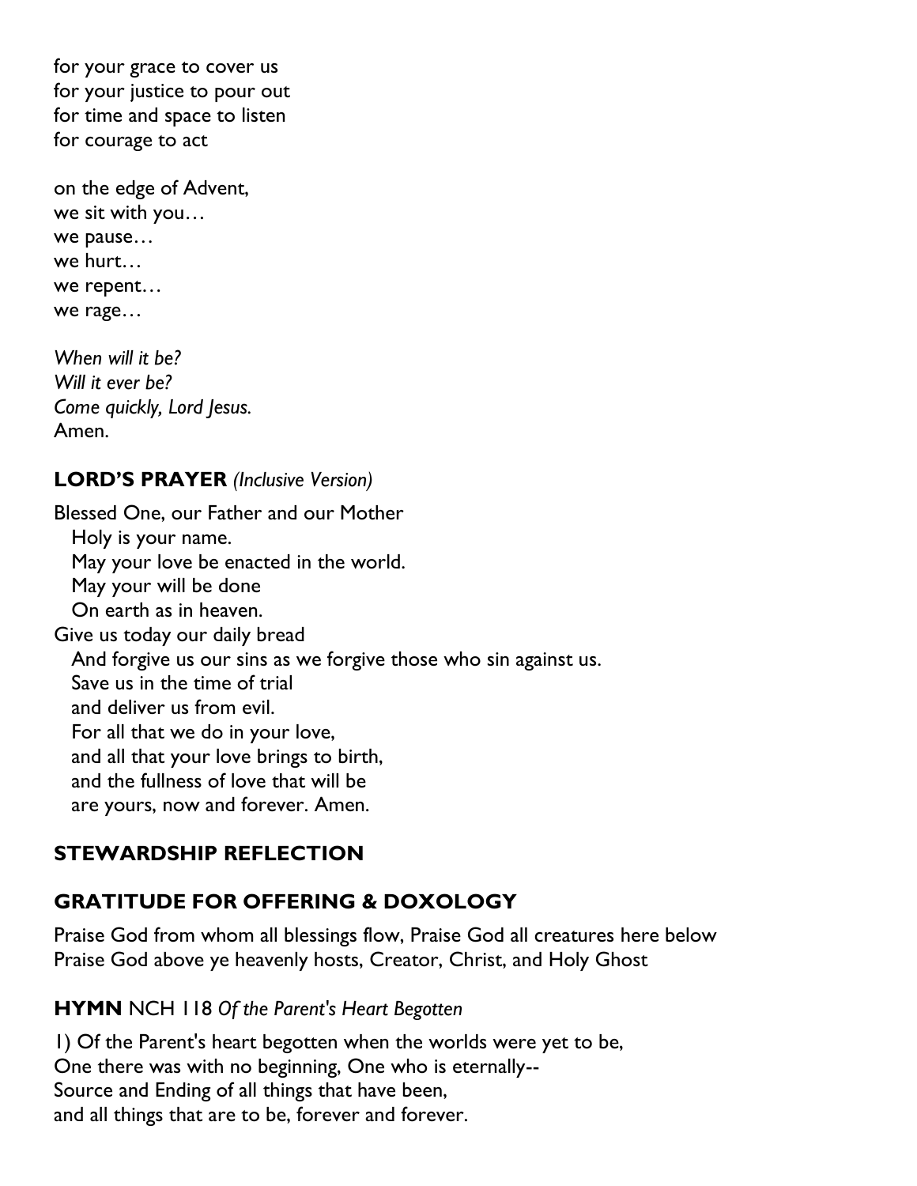for your grace to cover us
for your justice to pour out
for time and space to listen
for courage to act

on the edge of Advent,
we sit with you…
we pause…
we hurt…
we repent…
we rage…

*When will it be?*
*Will it ever be?*
*Come quickly, Lord Jesus.*
Amen.

**LORD'S PRAYER** *(Inclusive Version)*

Blessed One, our Father and our Mother
  Holy is your name.
  May your love be enacted in the world.
  May your will be done
  On earth as in heaven.
Give us today our daily bread
  And forgive us our sins as we forgive those who sin against us.
  Save us in the time of trial
  and deliver us from evil.
  For all that we do in your love,
  and all that your love brings to birth,
  and the fullness of love that will be
  are yours, now and forever. Amen.

**STEWARDSHIP REFLECTION**

**GRATITUDE FOR OFFERING & DOXOLOGY**

Praise God from whom all blessings flow, Praise God all creatures here below
Praise God above ye heavenly hosts, Creator, Christ, and Holy Ghost

**HYMN** NCH 118 *Of the Parent's Heart Begotten*

1) Of the Parent's heart begotten when the worlds were yet to be,
One there was with no beginning, One who is eternally--
Source and Ending of all things that have been,
and all things that are to be, forever and forever.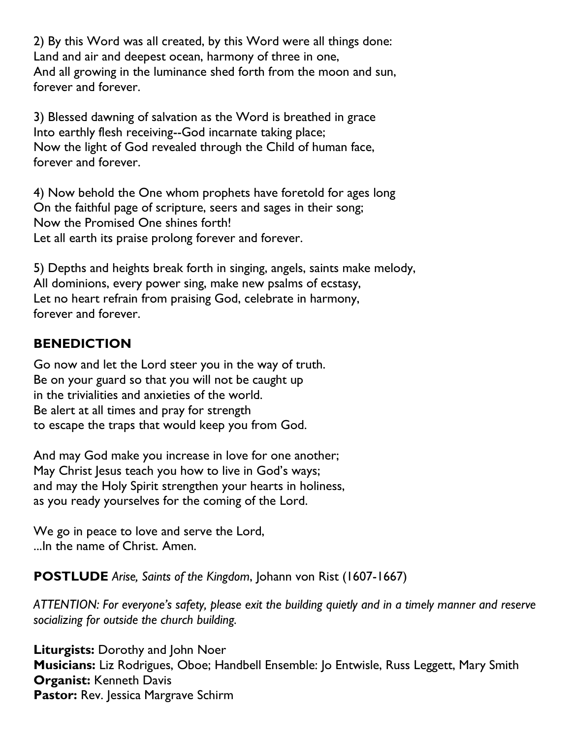2) By this Word was all created, by this Word were all things done:
Land and air and deepest ocean, harmony of three in one,
And all growing in the luminance shed forth from the moon and sun,
forever and forever.

3) Blessed dawning of salvation as the Word is breathed in grace
Into earthly flesh receiving--God incarnate taking place;
Now the light of God revealed through the Child of human face,
forever and forever.

4) Now behold the One whom prophets have foretold for ages long
On the faithful page of scripture, seers and sages in their song;
Now the Promised One shines forth!
Let all earth its praise prolong forever and forever.

5) Depths and heights break forth in singing, angels, saints make melody,
All dominions, every power sing, make new psalms of ecstasy,
Let no heart refrain from praising God, celebrate in harmony,
forever and forever.

## BENEDICTION

Go now and let the Lord steer you in the way of truth.
Be on your guard so that you will not be caught up
in the trivialities and anxieties of the world.
Be alert at all times and pray for strength
to escape the traps that would keep you from God.

And may God make you increase in love for one another;
May Christ Jesus teach you how to live in God's ways;
and may the Holy Spirit strengthen your hearts in holiness,
as you ready yourselves for the coming of the Lord.

We go in peace to love and serve the Lord,
...In the name of Christ. Amen.

**POSTLUDE** *Arise, Saints of the Kingdom*, Johann von Rist (1607-1667)

*ATTENTION: For everyone's safety, please exit the building quietly and in a timely manner and reserve socializing for outside the church building.*

**Liturgists:** Dorothy and John Noer
**Musicians:** Liz Rodrigues, Oboe; Handbell Ensemble: Jo Entwisle, Russ Leggett, Mary Smith
**Organist:** Kenneth Davis
**Pastor:** Rev. Jessica Margrave Schirm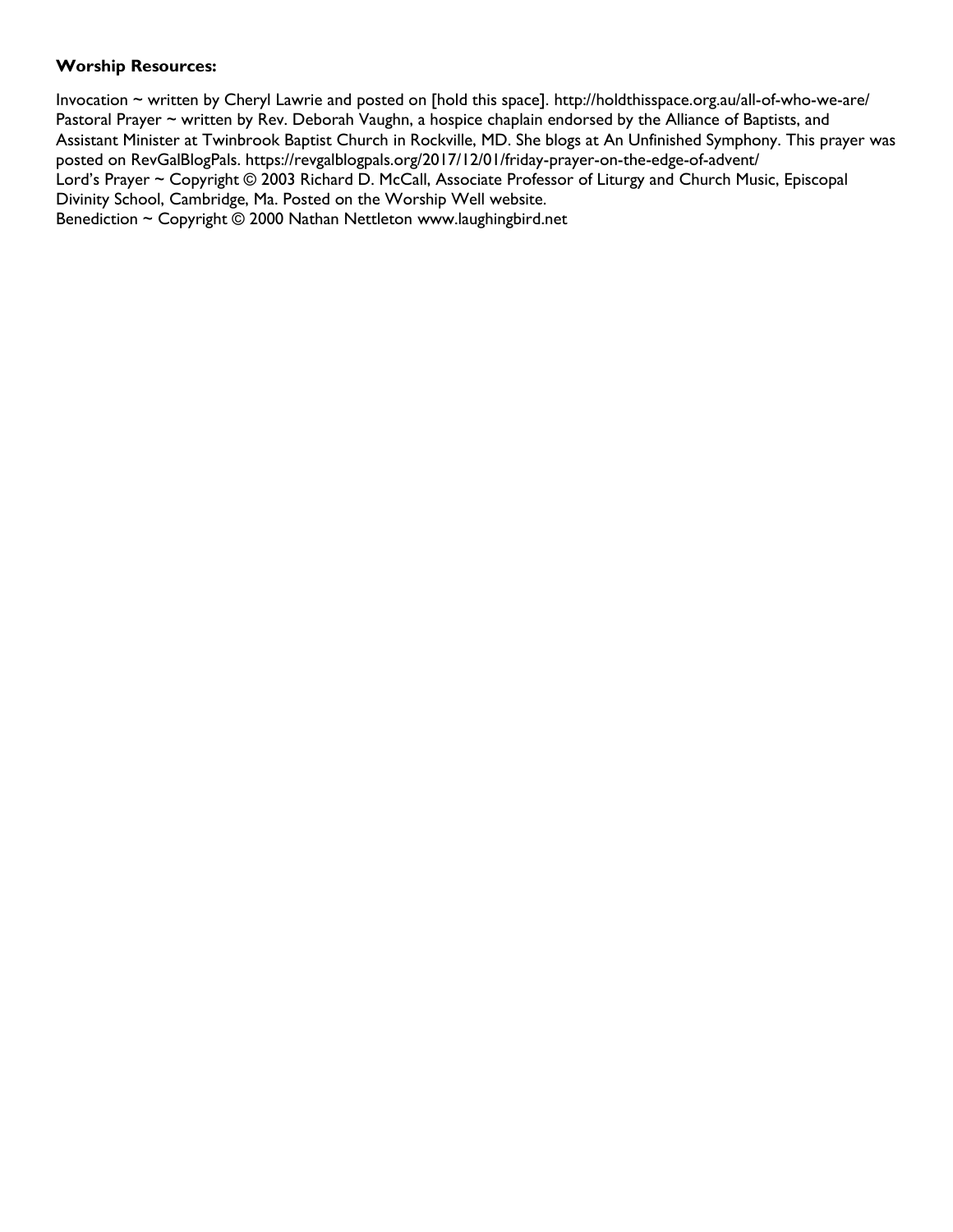**Worship Resources:**

Invocation ~ written by Cheryl Lawrie and posted on [hold this space]. http://holdthisspace.org.au/all-of-who-we-are/
Pastoral Prayer ~ written by Rev. Deborah Vaughn, a hospice chaplain endorsed by the Alliance of Baptists, and Assistant Minister at Twinbrook Baptist Church in Rockville, MD. She blogs at An Unfinished Symphony. This prayer was posted on RevGalBlogPals. https://revgalblogpals.org/2017/12/01/friday-prayer-on-the-edge-of-advent/
Lord's Prayer ~ Copyright © 2003 Richard D. McCall, Associate Professor of Liturgy and Church Music, Episcopal Divinity School, Cambridge, Ma. Posted on the Worship Well website.
Benediction ~ Copyright © 2000 Nathan Nettleton www.laughingbird.net